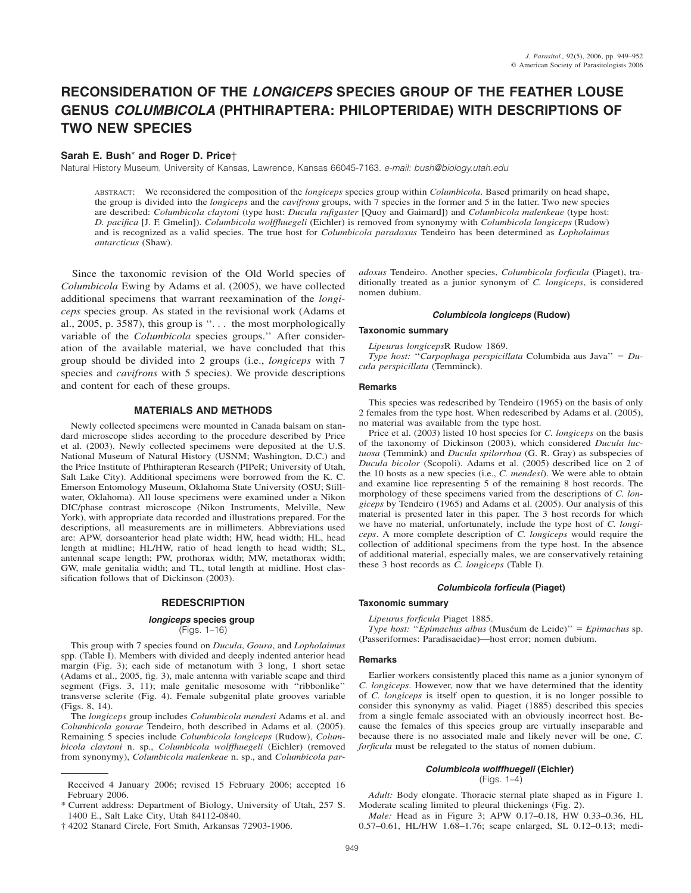# RECONSIDERATION OF THE *LONGICEPS* SPECIES GROUP OF THE FEATHER LOUSE GENUS *COLUMBICOLA* (PHTHIRAPTERA: PHILOPTERIDAE) WITH DESCRIPTIONS OF TWO NEW SPECIES

**Sarah E. Bush\* and Roger D. Price†**

Natural History Museum, University of Kansas, Lawrence, Kansas 66045-7163. *e-mail: bush@biology.utah.edu*

ABSTRACT: We reconsidered the composition of the *longiceps* species group within *Columbicola*. Based primarily on head shape, the group is divided into the *longiceps* and the *cavifrons* groups, with 7 species in the former and 5 in the latter. Two new species are described: *Columbicola claytoni* (type host: *Ducula rufigaster* [Quoy and Gaimard]) and *Columbicola malenkeae* (type host: *D. pacifica* [J. F. Gmelin]). *Columbicola wolffhuegeli* (Eichler) is removed from synonymy with *Columbicola longiceps* (Rudow) and is recognized as a valid species. The true host for *Columbicola paradoxus* Tendeiro has been determined as *Lopholaimus antarcticus* (Shaw).

Since the taxonomic revision of the Old World species of *Columbicola* Ewing by Adams et al. (2005), we have collected additional specimens that warrant reexamination of the *longiceps* species group. As stated in the revisional work (Adams et al., 2005, p. 3587), this group is ''. . . the most morphologically variable of the *Columbicola* species groups.'' After consideration of the available material, we have concluded that this group should be divided into 2 groups (i.e., *longiceps* with 7 species and *cavifrons* with 5 species). We provide descriptions and content for each of these groups.

## MATERIALS AND METHODS

Newly collected specimens were mounted in Canada balsam on standard microscope slides according to the procedure described by Price et al. (2003). Newly collected specimens were deposited at the U.S. National Museum of Natural History (USNM; Washington, D.C.) and the Price Institute of Phthirapteran Research (PIPeR; University of Utah, Salt Lake City). Additional specimens were borrowed from the K. C. Emerson Entomology Museum, Oklahoma State University (OSU; Stillwater, Oklahoma). All louse specimens were examined under a Nikon DIC/phase contrast microscope (Nikon Instruments, Melville, New York), with appropriate data recorded and illustrations prepared. For the descriptions, all measurements are in millimeters. Abbreviations used are: APW, dorsoanterior head plate width; HW, head width; HL, head length at midline; HL/HW, ratio of head length to head width; SL, antennal scape length; PW, prothorax width; MW, metathorax width; GW, male genitalia width; and TL, total length at midline. Host classification follows that of Dickinson (2003).

## REDESCRIPTION

### *longiceps* species group
(Figs. 1–16)

This group with 7 species found on *Ducula*, *Goura*, and *Lopholaimus* spp. (Table I). Members with divided and deeply indented anterior head margin (Fig. 3); each side of metanotum with 3 long, 1 short setae (Adams et al., 2005, fig. 3), male antenna with variable scape and third segment (Figs. 3, 11); male genitalic mesosome with ''ribbonlike'' transverse sclerite (Fig. 4). Female subgenital plate grooves variable (Figs. 8, 14).

The *longiceps* group includes *Columbicola mendesi* Adams et al. and *Columbicola gourae* Tendeiro, both described in Adams et al. (2005). Remaining 5 species include *Columbicola longiceps* (Rudow), *Columbicola claytoni* n. sp., *Columbicola wolffhuegeli* (Eichler) (removed from synonymy), *Columbicola malenkeae* n. sp., and *Columbicola paradoxus* Tendeiro. Another species, *Columbicola forficula* (Piaget), traditionally treated as a junior synonym of *C. longiceps*, is considered nomen dubium.

### *Columbicola longiceps* (Rudow)

#### Taxonomic summary

*Lipeurus longiceps*R Rudow 1869.

*Type host:* ''*Carpophaga perspicillata* Columbida aus Java'' = *Ducula perspicillata* (Temminck).

#### Remarks

This species was redescribed by Tendeiro (1965) on the basis of only 2 females from the type host. When redescribed by Adams et al. (2005), no material was available from the type host.

Price et al. (2003) listed 10 host species for *C. longiceps* on the basis of the taxonomy of Dickinson (2003), which considered *Ducula luctuosa* (Temmink) and *Ducula spilorrhoa* (G. R. Gray) as subspecies of *Ducula bicolor* (Scopoli). Adams et al. (2005) described lice on 2 of the 10 hosts as a new species (i.e., *C. mendesi*). We were able to obtain and examine lice representing 5 of the remaining 8 host records. The morphology of these specimens varied from the descriptions of *C. longiceps* by Tendeiro (1965) and Adams et al. (2005). Our analysis of this material is presented later in this paper. The 3 host records for which we have no material, unfortunately, include the type host of *C. longiceps*. A more complete description of *C. longiceps* would require the collection of additional specimens from the type host. In the absence of additional material, especially males, we are conservatively retaining these 3 host records as *C. longiceps* (Table I).

### *Columbicola forficula* (Piaget)

#### Taxonomic summary

*Lipeurus forficula* Piaget 1885.

*Type host:* ''*Epimachus albus* (Muséum de Leide)'' = *Epimachus* sp. (Passeriformes: Paradisaeidae)—host error; nomen dubium.

#### Remarks

Earlier workers consistently placed this name as a junior synonym of *C. longiceps*. However, now that we have determined that the identity of *C. longiceps* is itself open to question, it is no longer possible to consider this synonymy as valid. Piaget (1885) described this species from a single female associated with an obviously incorrect host. Because the females of this species group are virtually inseparable and because there is no associated male and likely never will be one, *C. forficula* must be relegated to the status of nomen dubium.

### *Columbicola wolffhuegeli* (Eichler)
(Figs. 1–4)

*Adult:* Body elongate. Thoracic sternal plate shaped as in Figure 1. Moderate scaling limited to pleural thickenings (Fig. 2).

*Male:* Head as in Figure 3; APW 0.17–0.18, HW 0.33–0.36, HL 0.57–0.61, HL/HW 1.68–1.76; scape enlarged, SL 0.12–0.13; medi-

---

Received 4 January 2006; revised 15 February 2006; accepted 16 February 2006.

\* Current address: Department of Biology, University of Utah, 257 S. 1400 E., Salt Lake City, Utah 84112-0840.

† 4202 Stanard Circle, Fort Smith, Arkansas 72903-1906.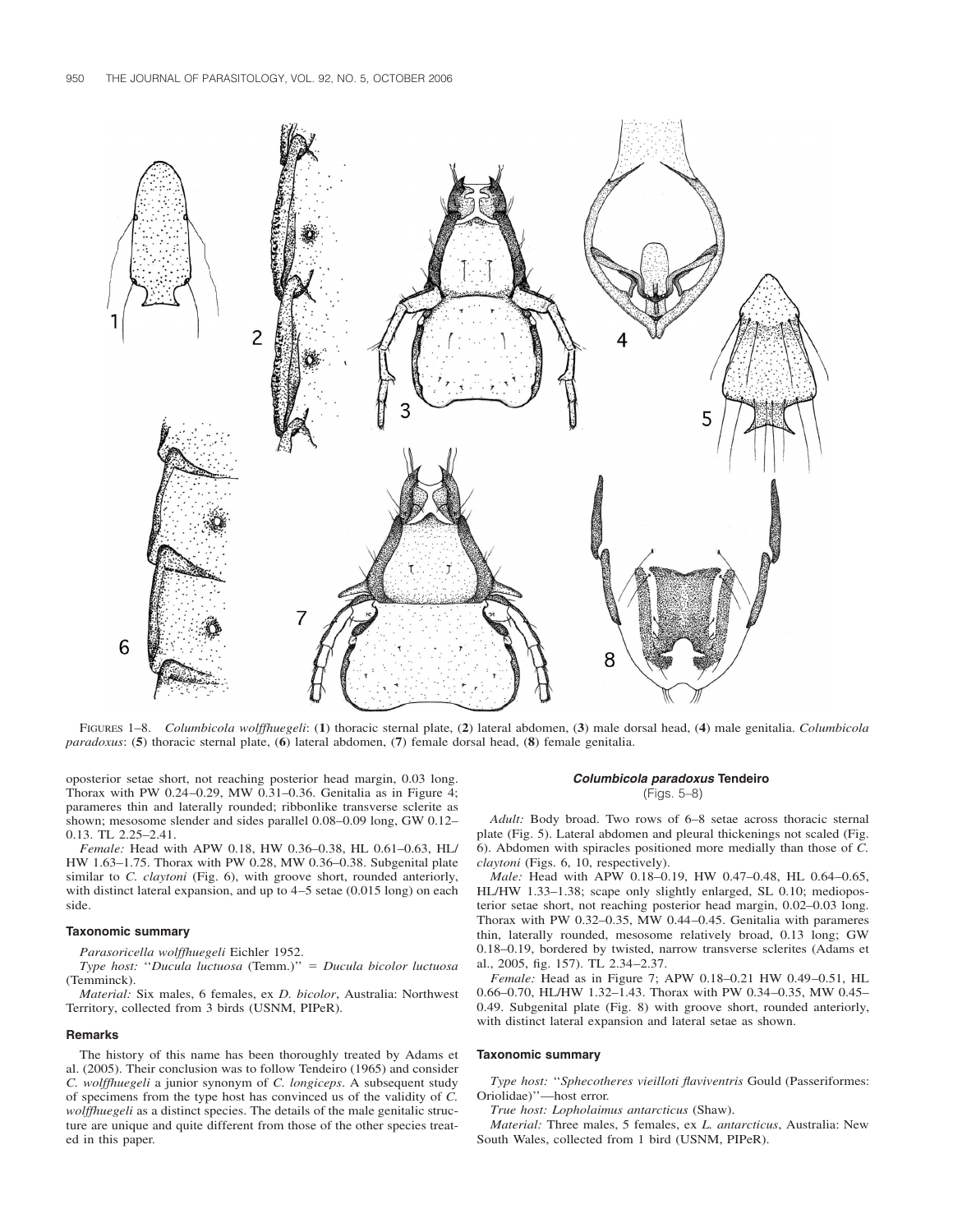FIGURES 1–8. *Columbicola wolffhuegeli*: (**1**) thoracic sternal plate, (**2**) lateral abdomen, (**3**) male dorsal head, (**4**) male genitalia. *Columbicola paradoxus*: (**5**) thoracic sternal plate, (**6**) lateral abdomen, (**7**) female dorsal head, (**8**) female genitalia.

oposterior setae short, not reaching posterior head margin, 0.03 long. Thorax with PW 0.24–0.29, MW 0.31–0.36. Genitalia as in Figure 4; parameres thin and laterally rounded; ribbonlike transverse sclerite as shown; mesosome slender and sides parallel 0.08–0.09 long, GW 0.12–0.13. TL 2.25–2.41.

*Female:* Head with APW 0.18, HW 0.36–0.38, HL 0.61–0.63, HL/HW 1.63–1.75. Thorax with PW 0.28, MW 0.36–0.38. Subgenital plate similar to *C. claytoni* (Fig. 6), with groove short, rounded anteriorly, with distinct lateral expansion, and up to 4–5 setae (0.015 long) on each side.

### Taxonomic summary

*Parasoricella wolffhuegeli* Eichler 1952.

*Type host:* "*Ducula luctuosa* (Temm.)" = *Ducula bicolor luctuosa* (Temminck).

*Material:* Six males, 6 females, ex *D. bicolor*, Australia: Northwest Territory, collected from 3 birds (USNM, PIPeR).

### Remarks

The history of this name has been thoroughly treated by Adams et al. (2005). Their conclusion was to follow Tendeiro (1965) and consider *C. wolffhuegeli* a junior synonym of *C. longiceps*. A subsequent study of specimens from the type host has convinced us of the validity of *C. wolffhuegeli* as a distinct species. The details of the male genitalic structure are unique and quite different from those of the other species treated in this paper.

## *Columbicola paradoxus* Tendeiro

(Figs. 5–8)

*Adult:* Body broad. Two rows of 6–8 setae across thoracic sternal plate (Fig. 5). Lateral abdomen and pleural thickenings not scaled (Fig. 6). Abdomen with spiracles positioned more medially than those of *C. claytoni* (Figs. 6, 10, respectively).

*Male:* Head with APW 0.18–0.19, HW 0.47–0.48, HL 0.64–0.65, HL/HW 1.33–1.38; scape only slightly enlarged, SL 0.10; medioposterior setae short, not reaching posterior head margin, 0.02–0.03 long. Thorax with PW 0.32–0.35, MW 0.44–0.45. Genitalia with parameres thin, laterally rounded, mesosome relatively broad, 0.13 long; GW 0.18–0.19, bordered by twisted, narrow transverse sclerites (Adams et al., 2005, fig. 157). TL 2.34–2.37.

*Female:* Head as in Figure 7; APW 0.18–0.21 HW 0.49–0.51, HL 0.66–0.70, HL/HW 1.32–1.43. Thorax with PW 0.34–0.35, MW 0.45–0.49. Subgenital plate (Fig. 8) with groove short, rounded anteriorly, with distinct lateral expansion and lateral setae as shown.

### Taxonomic summary

*Type host:* "*Sphecotheres vieilloti flaviventris* Gould (Passeriformes: Oriolidae)"—host error.

*True host: Lopholaimus antarcticus* (Shaw).

*Material:* Three males, 5 females, ex *L. antarcticus*, Australia: New South Wales, collected from 1 bird (USNM, PIPeR).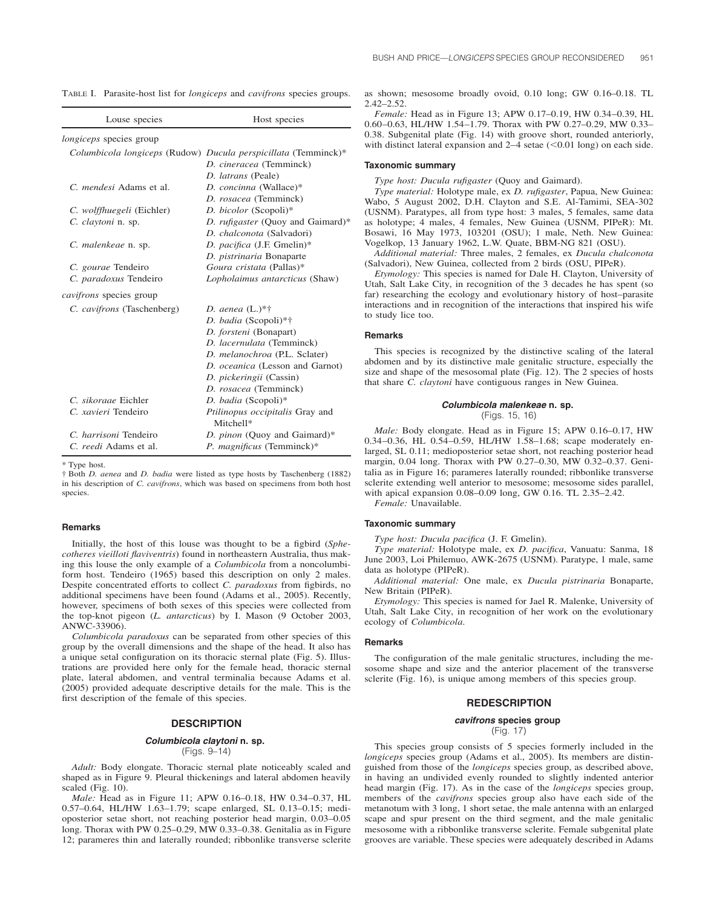TABLE I. Parasite-host list for *longiceps* and *cavifrons* species groups.

| Louse species | Host species |
|---|---|
| *longiceps* species group | |
| *Columbicola longiceps* (Rudow) | *Ducula perspicillata* (Temminck)* |
| | *D. cineracea* (Temminck) |
| | *D. latrans* (Peale) |
| *C. mendesi* Adams et al. | *D. concinna* (Wallace)* |
| | *D. rosacea* (Temminck) |
| *C. wolffhuegeli* (Eichler) | *D. bicolor* (Scopoli)* |
| *C. claytoni* n. sp. | *D. rufigaster* (Quoy and Gaimard)* |
| | *D. chalconota* (Salvadori) |
| *C. malenkeae* n. sp. | *D. pacifica* (J.F. Gmelin)* |
| | *D. pistrinaria* Bonaparte |
| *C. gourae* Tendeiro | *Goura cristata* (Pallas)* |
| *C. paradoxus* Tendeiro | *Lopholaimus antarcticus* (Shaw) |
| *cavifrons* species group | |
| *C. cavifrons* (Taschenberg) | *D. aenea* (L.)*† |
| | *D. badia* (Scopoli)*† |
| | *D. forsteni* (Bonapart) |
| | *D. lacernulata* (Temminck) |
| | *D. melanochroa* (P.L. Sclater) |
| | *D. oceanica* (Lesson and Garnot) |
| | *D. pickeringii* (Cassin) |
| | *D. rosacea* (Temminck) |
| *C. sikoraae* Eichler | *D. badia* (Scopoli)* |
| *C. xavieri* Tendeiro | *Ptilinopus occipitalis* Gray and Mitchell* |
| *C. harrisoni* Tendeiro | *D. pinon* (Quoy and Gaimard)* |
| *C. reedi* Adams et al. | *P. magnificus* (Temminck)* |

\* Type host.

† Both *D. aenea* and *D. badia* were listed as type hosts by Taschenberg (1882) in his description of *C. cavifrons*, which was based on specimens from both host species.

#### Remarks

Initially, the host of this louse was thought to be a figbird (*Sphecotheres vieilloti flaviventris*) found in northeastern Australia, thus making this louse the only example of a *Columbicola* from a noncolumbiform host. Tendeiro (1965) based this description on only 2 males. Despite concentrated efforts to collect *C. paradoxus* from figbirds, no additional specimens have been found (Adams et al., 2005). Recently, however, specimens of both sexes of this species were collected from the top-knot pigeon (*L. antarcticus*) by I. Mason (9 October 2003, ANWC-33906).

*Columbicola paradoxus* can be separated from other species of this group by the overall dimensions and the shape of the head. It also has a unique setal configuration on its thoracic sternal plate (Fig. 5). Illustrations are provided here only for the female head, thoracic sternal plate, lateral abdomen, and ventral terminalia because Adams et al. (2005) provided adequate descriptive details for the male. This is the first description of the female of this species.

## DESCRIPTION

### *Columbicola claytoni* n. sp.

(Figs. 9–14)

*Adult:* Body elongate. Thoracic sternal plate noticeably scaled and shaped as in Figure 9. Pleural thickenings and lateral abdomen heavily scaled (Fig. 10).

*Male:* Head as in Figure 11; APW 0.16–0.18, HW 0.34–0.37, HL 0.57–0.64, HL/HW 1.63–1.79; scape enlarged, SL 0.13–0.15; medioposterior setae short, not reaching posterior head margin, 0.03–0.05 long. Thorax with PW 0.25–0.29, MW 0.33–0.38. Genitalia as in Figure 12; parameres thin and laterally rounded; ribbonlike transverse sclerite as shown; mesosome broadly ovoid, 0.10 long; GW 0.16–0.18. TL 2.42–2.52.

*Female:* Head as in Figure 13; APW 0.17–0.19, HW 0.34–0.39, HL 0.60–0.63, HL/HW 1.54–1.79. Thorax with PW 0.27–0.29, MW 0.33–0.38. Subgenital plate (Fig. 14) with groove short, rounded anteriorly, with distinct lateral expansion and 2–4 setae (<0.01 long) on each side.

#### Taxonomic summary

*Type host: Ducula rufigaster* (Quoy and Gaimard).

*Type material:* Holotype male, ex *D. rufigaster*, Papua, New Guinea: Wabo, 5 August 2002, D.H. Clayton and S.E. Al-Tamimi, SEA-302 (USNM). Paratypes, all from type host: 3 males, 5 females, same data as holotype; 4 males, 4 females, New Guinea (USNM, PIPeR): Mt. Bosawi, 16 May 1973, 103201 (OSU); 1 male, Neth. New Guinea: Vogelkop, 13 January 1962, L.W. Quate, BBM-NG 821 (OSU).

*Additional material:* Three males, 2 females, ex *Ducula chalconota* (Salvadori), New Guinea, collected from 2 birds (OSU, PIPeR).

*Etymology:* This species is named for Dale H. Clayton, University of Utah, Salt Lake City, in recognition of the 3 decades he has spent (so far) researching the ecology and evolutionary history of host–parasite interactions and in recognition of the interactions that inspired his wife to study lice too.

#### Remarks

This species is recognized by the distinctive scaling of the lateral abdomen and by its distinctive male genitalic structure, especially the size and shape of the mesosomal plate (Fig. 12). The 2 species of hosts that share *C. claytoni* have contiguous ranges in New Guinea.

### *Columbicola malenkeae* n. sp.

(Figs. 15, 16)

*Male:* Body elongate. Head as in Figure 15; APW 0.16–0.17, HW 0.34–0.36, HL 0.54–0.59, HL/HW 1.58–1.68; scape moderately enlarged, SL 0.11; medioposterior setae short, not reaching posterior head margin, 0.04 long. Thorax with PW 0.27–0.30, MW 0.32–0.37. Genitalia as in Figure 16; parameres laterally rounded; ribbonlike transverse sclerite extending well anterior to mesosome; mesosome sides parallel, with apical expansion 0.08–0.09 long, GW 0.16. TL 2.35–2.42.

*Female:* Unavailable.

#### Taxonomic summary

*Type host: Ducula pacifica* (J. F. Gmelin).

*Type material:* Holotype male, ex *D. pacifica*, Vanuatu: Sanma, 18 June 2003, Loi Philemuo, AWK-2675 (USNM). Paratype, 1 male, same data as holotype (PIPeR).

*Additional material:* One male, ex *Ducula pistrinaria* Bonaparte, New Britain (PIPeR).

*Etymology:* This species is named for Jael R. Malenke, University of Utah, Salt Lake City, in recognition of her work on the evolutionary ecology of *Columbicola*.

#### Remarks

The configuration of the male genitalic structures, including the mesosome shape and size and the anterior placement of the transverse sclerite (Fig. 16), is unique among members of this species group.

## REDESCRIPTION

### *cavifrons* species group

(Fig. 17)

This species group consists of 5 species formerly included in the *longiceps* species group (Adams et al., 2005). Its members are distinguished from those of the *longiceps* species group, as described above, in having an undivided evenly rounded to slightly indented anterior head margin (Fig. 17). As in the case of the *longiceps* species group, members of the *cavifrons* species group also have each side of the metanotum with 3 long, 1 short setae, the male antenna with an enlarged scape and spur present on the third segment, and the male genitalic mesosome with a ribbonlike transverse sclerite. Female subgenital plate grooves are variable. These species were adequately described in Adams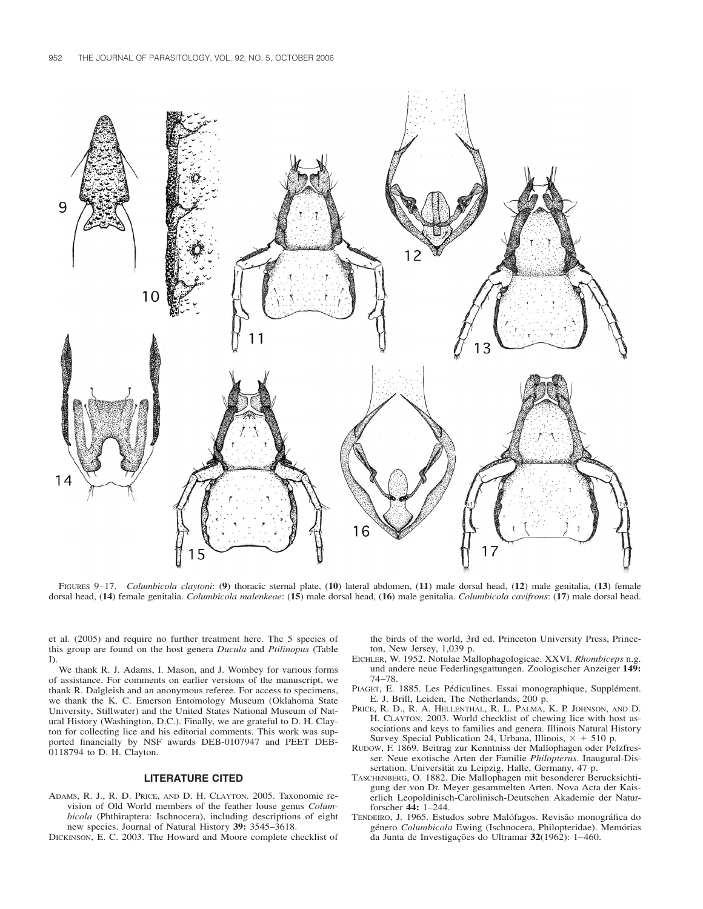FIGURES 9–17. *Columbicola claytoni*: (**9**) thoracic sternal plate, (**10**) lateral abdomen, (**11**) male dorsal head, (**12**) male genitalia, (**13**) female dorsal head, (**14**) female genitalia. *Columbicola malenkeae*: (**15**) male dorsal head, (**16**) male genitalia. *Columbicola cavifrons*: (**17**) male dorsal head.

et al. (2005) and require no further treatment here. The 5 species of this group are found on the host genera *Ducula* and *Ptilinopus* (Table I).

We thank R. J. Adams, I. Mason, and J. Wombey for various forms of assistance. For comments on earlier versions of the manuscript, we thank R. Dalgleish and an anonymous referee. For access to specimens, we thank the K. C. Emerson Entomology Museum (Oklahoma State University, Stillwater) and the United States National Museum of Natural History (Washington, D.C.). Finally, we are grateful to D. H. Clayton for collecting lice and his editorial comments. This work was supported financially by NSF awards DEB-0107947 and PEET DEB-0118794 to D. H. Clayton.

## LITERATURE CITED

ADAMS, R. J., R. D. PRICE, AND D. H. CLAYTON. 2005. Taxonomic revision of Old World members of the feather louse genus *Columbicola* (Phthiraptera: Ischnocera), including descriptions of eight new species. Journal of Natural History **39:** 3545–3618.

DICKINSON, E. C. 2003. The Howard and Moore complete checklist of the birds of the world, 3rd ed. Princeton University Press, Princeton, New Jersey, 1,039 p.

EICHLER, W. 1952. Notulae Mallophagologicae. XXVI. *Rhombiceps* n.g. und andere neue Federlingsgattungen. Zoologischer Anzeiger **149:** 74–78.

PIAGET, E. 1885. Les Pédiculines. Essai monographique, Supplément. E. J. Brill, Leiden, The Netherlands, 200 p.

PRICE, R. D., R. A. HELLENTHAL, R. L. PALMA, K. P. JOHNSON, AND D. H. CLAYTON. 2003. World checklist of chewing lice with host associations and keys to families and genera. Illinois Natural History Survey Special Publication 24, Urbana, Illinois, × + 510 p.

RUDOW, F. 1869. Beitrag zur Kenntniss der Mallophagen oder Pelzfresser. Neue exotische Arten der Familie *Philopterus*. Inaugural-Dissertation. Universität zu Leipzig, Halle, Germany, 47 p.

TASCHENBERG, O. 1882. Die Mallophagen mit besonderer Berucksichtigung der von Dr. Meyer gesammelten Arten. Nova Acta der Kaiserlich Leopoldinisch-Carolinisch-Deutschen Akademie der Naturforscher **44:** 1–244.

TENDEIRO, J. 1965. Estudos sobre Malófagos. Revisão monográfica do género *Columbicola* Ewing (Ischnocera, Philopteridae). Memórias da Junta de Investigações do Ultramar **32**(1962): 1–460.